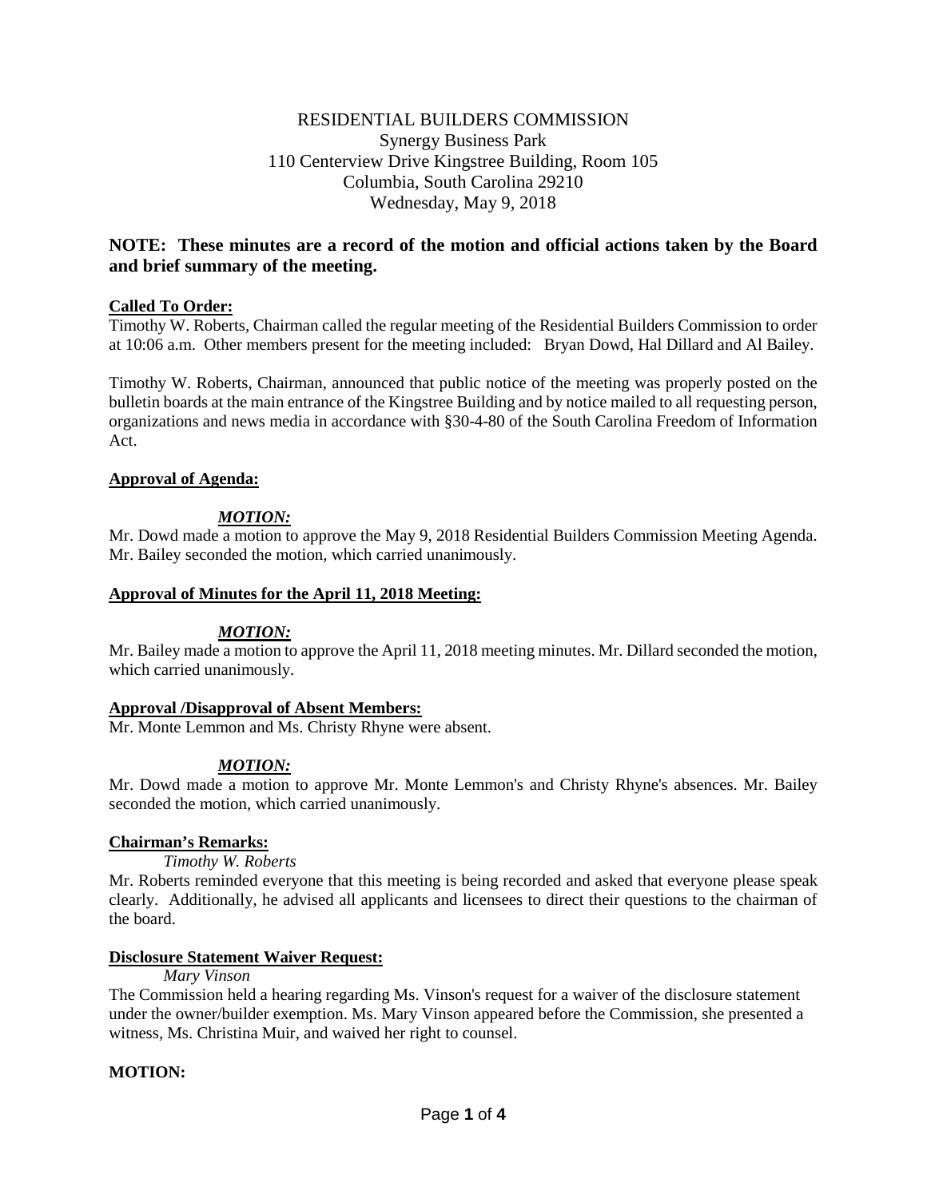RESIDENTIAL BUILDERS COMMISSION
Synergy Business Park
110 Centerview Drive Kingstree Building, Room 105
Columbia, South Carolina 29210
Wednesday, May 9, 2018

**NOTE: These minutes are a record of the motion and official actions taken by the Board and brief summary of the meeting.**

**Called To Order:**

Timothy W. Roberts, Chairman called the regular meeting of the Residential Builders Commission to order at 10:06 a.m. Other members present for the meeting included: Bryan Dowd, Hal Dillard and Al Bailey.

Timothy W. Roberts, Chairman, announced that public notice of the meeting was properly posted on the bulletin boards at the main entrance of the Kingstree Building and by notice mailed to all requesting person, organizations and news media in accordance with §30-4-80 of the South Carolina Freedom of Information Act.

**Approval of Agenda:**

***MOTION:***

Mr. Dowd made a motion to approve the May 9, 2018 Residential Builders Commission Meeting Agenda. Mr. Bailey seconded the motion, which carried unanimously.

**Approval of Minutes for the April 11, 2018 Meeting:**

***MOTION:***

Mr. Bailey made a motion to approve the April 11, 2018 meeting minutes. Mr. Dillard seconded the motion, which carried unanimously.

**Approval /Disapproval of Absent Members:**

Mr. Monte Lemmon and Ms. Christy Rhyne were absent.

***MOTION:***

Mr. Dowd made a motion to approve Mr. Monte Lemmon's and Christy Rhyne's absences. Mr. Bailey seconded the motion, which carried unanimously.

**Chairman's Remarks:**

*Timothy W. Roberts*

Mr. Roberts reminded everyone that this meeting is being recorded and asked that everyone please speak clearly. Additionally, he advised all applicants and licensees to direct their questions to the chairman of the board.

**Disclosure Statement Waiver Request:**

*Mary Vinson*

The Commission held a hearing regarding Ms. Vinson's request for a waiver of the disclosure statement under the owner/builder exemption. Ms. Mary Vinson appeared before the Commission, she presented a witness, Ms. Christina Muir, and waived her right to counsel.

**MOTION:**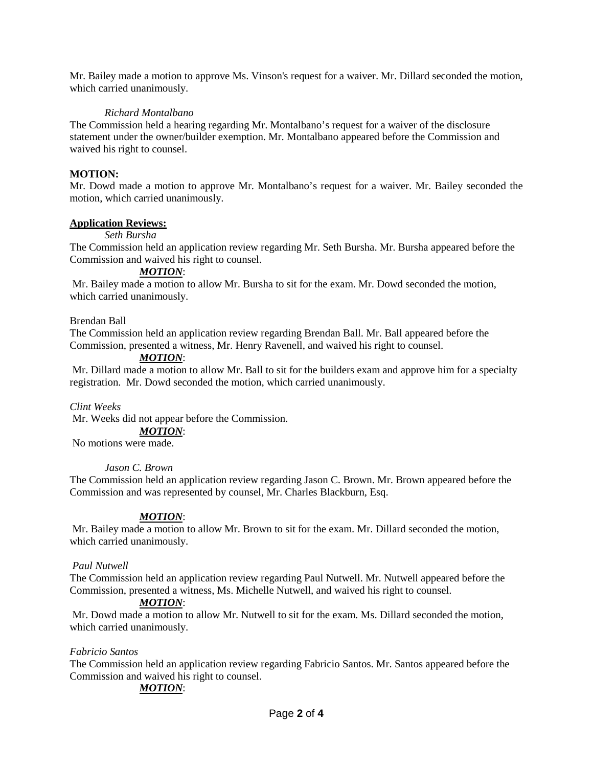Mr. Bailey made a motion to approve Ms. Vinson's request for a waiver. Mr. Dillard seconded the motion, which carried unanimously.

*Richard Montalbano*

The Commission held a hearing regarding Mr. Montalbano's request for a waiver of the disclosure statement under the owner/builder exemption. Mr. Montalbano appeared before the Commission and waived his right to counsel.

**MOTION:**

Mr. Dowd made a motion to approve Mr. Montalbano's request for a waiver. Mr. Bailey seconded the motion, which carried unanimously.

**Application Reviews:**

*Seth Bursha*

The Commission held an application review regarding Mr. Seth Bursha. Mr. Bursha appeared before the Commission and waived his right to counsel.

***MOTION***:

Mr. Bailey made a motion to allow Mr. Bursha to sit for the exam. Mr. Dowd seconded the motion, which carried unanimously.

Brendan Ball

The Commission held an application review regarding Brendan Ball. Mr. Ball appeared before the Commission, presented a witness, Mr. Henry Ravenell, and waived his right to counsel.

***MOTION***:

Mr. Dillard made a motion to allow Mr. Ball to sit for the builders exam and approve him for a specialty registration. Mr. Dowd seconded the motion, which carried unanimously.

*Clint Weeks*

Mr. Weeks did not appear before the Commission.

***MOTION***:

No motions were made.

*Jason C. Brown*

The Commission held an application review regarding Jason C. Brown. Mr. Brown appeared before the Commission and was represented by counsel, Mr. Charles Blackburn, Esq.

***MOTION***:

Mr. Bailey made a motion to allow Mr. Brown to sit for the exam. Mr. Dillard seconded the motion, which carried unanimously.

*Paul Nutwell*

The Commission held an application review regarding Paul Nutwell. Mr. Nutwell appeared before the Commission, presented a witness, Ms. Michelle Nutwell, and waived his right to counsel.

***MOTION***:

Mr. Dowd made a motion to allow Mr. Nutwell to sit for the exam. Ms. Dillard seconded the motion, which carried unanimously.

*Fabricio Santos*

The Commission held an application review regarding Fabricio Santos. Mr. Santos appeared before the Commission and waived his right to counsel.

***MOTION***: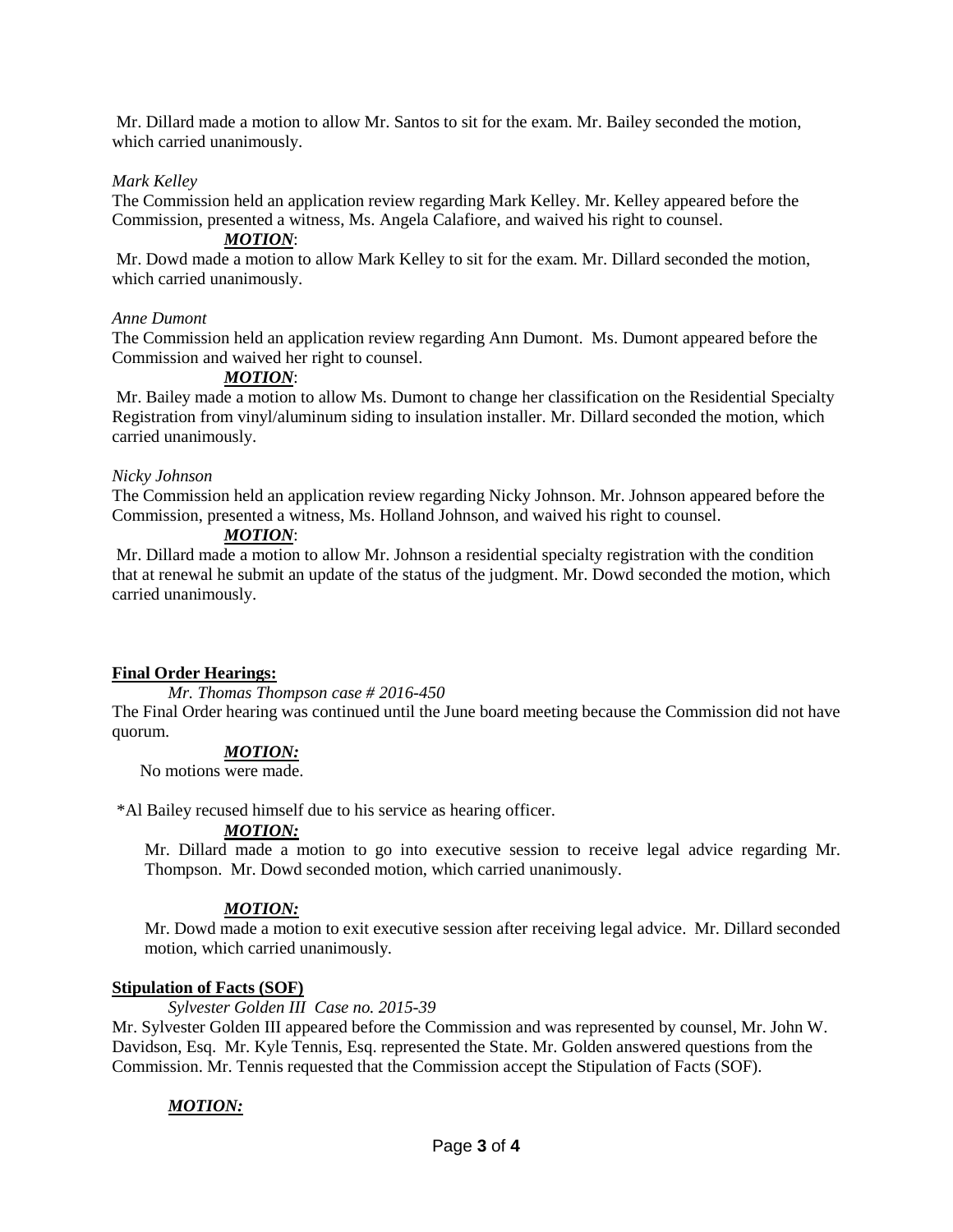Mr. Dillard made a motion to allow Mr. Santos to sit for the exam. Mr. Bailey seconded the motion, which carried unanimously.

*Mark Kelley*

The Commission held an application review regarding Mark Kelley. Mr. Kelley appeared before the Commission, presented a witness, Ms. Angela Calafiore, and waived his right to counsel.

***MOTION***:

Mr. Dowd made a motion to allow Mark Kelley to sit for the exam. Mr. Dillard seconded the motion, which carried unanimously.

*Anne Dumont*

The Commission held an application review regarding Ann Dumont. Ms. Dumont appeared before the Commission and waived her right to counsel.

***MOTION***:

Mr. Bailey made a motion to allow Ms. Dumont to change her classification on the Residential Specialty Registration from vinyl/aluminum siding to insulation installer. Mr. Dillard seconded the motion, which carried unanimously.

*Nicky Johnson*

The Commission held an application review regarding Nicky Johnson. Mr. Johnson appeared before the Commission, presented a witness, Ms. Holland Johnson, and waived his right to counsel.

***MOTION***:

Mr. Dillard made a motion to allow Mr. Johnson a residential specialty registration with the condition that at renewal he submit an update of the status of the judgment. Mr. Dowd seconded the motion, which carried unanimously.

**Final Order Hearings:**

*Mr. Thomas Thompson case # 2016-450*

The Final Order hearing was continued until the June board meeting because the Commission did not have quorum.

***MOTION:***

No motions were made.

*Al Bailey recused himself due to his service as hearing officer.

***MOTION:***

Mr. Dillard made a motion to go into executive session to receive legal advice regarding Mr. Thompson. Mr. Dowd seconded motion, which carried unanimously.

***MOTION:***

Mr. Dowd made a motion to exit executive session after receiving legal advice. Mr. Dillard seconded motion, which carried unanimously.

**Stipulation of Facts (SOF)**

*Sylvester Golden III Case no. 2015-39*

Mr. Sylvester Golden III appeared before the Commission and was represented by counsel, Mr. John W. Davidson, Esq. Mr. Kyle Tennis, Esq. represented the State. Mr. Golden answered questions from the Commission. Mr. Tennis requested that the Commission accept the Stipulation of Facts (SOF).

***MOTION:***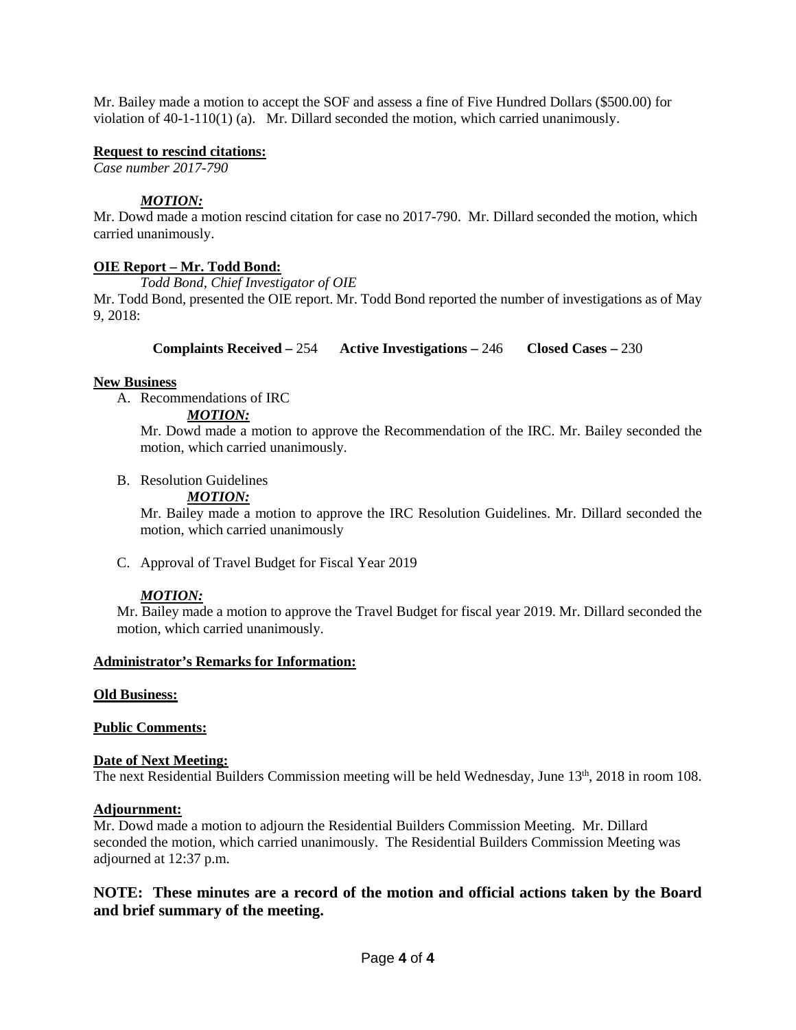Mr. Bailey made a motion to accept the SOF and assess a fine of Five Hundred Dollars ($500.00) for violation of 40-1-110(1) (a). Mr. Dillard seconded the motion, which carried unanimously.

**Request to rescind citations:**

*Case number 2017-790*

***MOTION:***

Mr. Dowd made a motion rescind citation for case no 2017-790. Mr. Dillard seconded the motion, which carried unanimously.

**OIE Report – Mr. Todd Bond:**

*Todd Bond, Chief Investigator of OIE*

Mr. Todd Bond, presented the OIE report. Mr. Todd Bond reported the number of investigations as of May 9, 2018:

**Complaints Received –** 254 **Active Investigations –** 246 **Closed Cases –** 230

**New Business**

A. Recommendations of IRC

***MOTION:***

Mr. Dowd made a motion to approve the Recommendation of the IRC. Mr. Bailey seconded the motion, which carried unanimously.

B. Resolution Guidelines

***MOTION:***

Mr. Bailey made a motion to approve the IRC Resolution Guidelines. Mr. Dillard seconded the motion, which carried unanimously

C. Approval of Travel Budget for Fiscal Year 2019

***MOTION:***

Mr. Bailey made a motion to approve the Travel Budget for fiscal year 2019. Mr. Dillard seconded the motion, which carried unanimously.

**Administrator's Remarks for Information:**

**Old Business:**

**Public Comments:**

**Date of Next Meeting:**

The next Residential Builders Commission meeting will be held Wednesday, June 13th, 2018 in room 108.

**Adjournment:**

Mr. Dowd made a motion to adjourn the Residential Builders Commission Meeting. Mr. Dillard seconded the motion, which carried unanimously. The Residential Builders Commission Meeting was adjourned at 12:37 p.m.

**NOTE: These minutes are a record of the motion and official actions taken by the Board and brief summary of the meeting.**